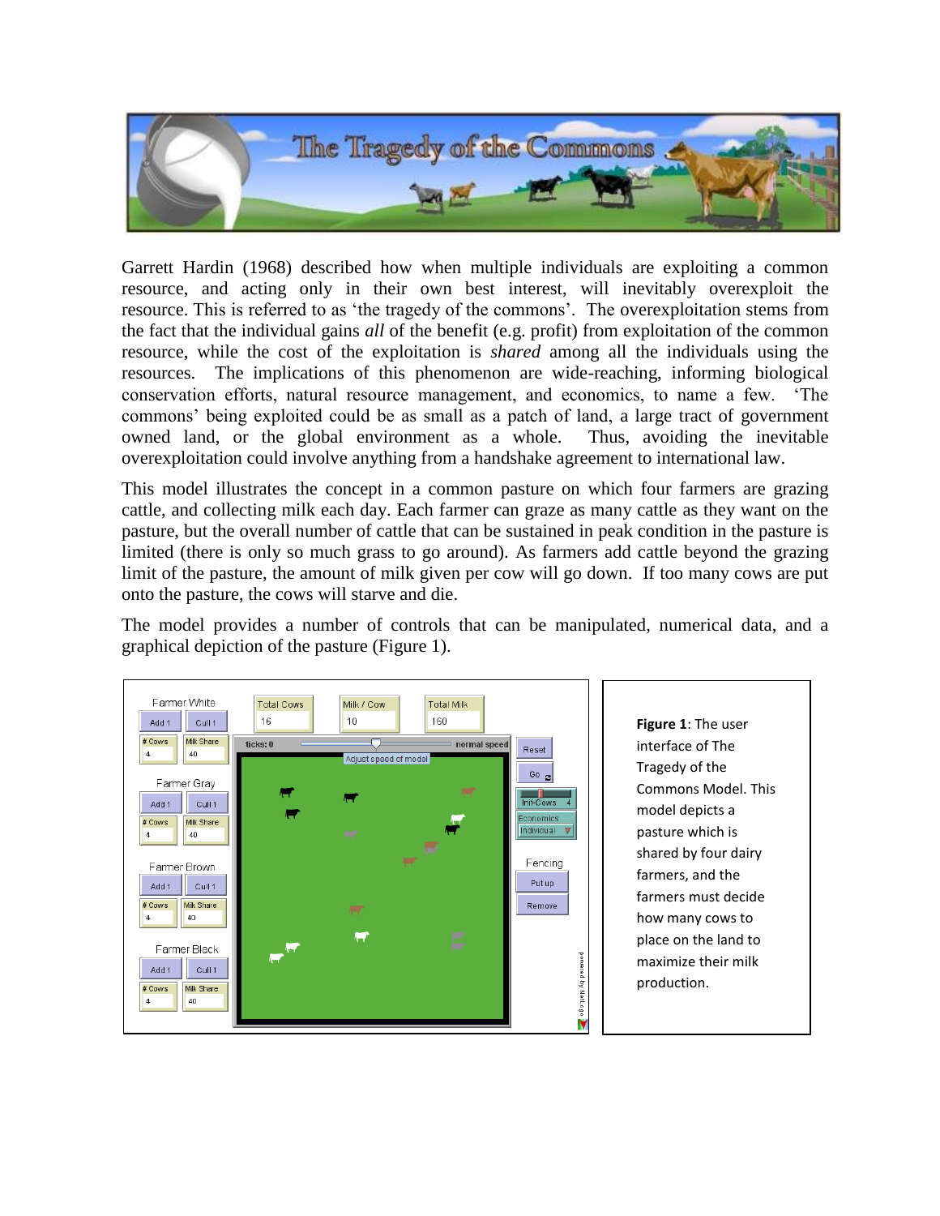# The Tragedy of the Commons

Garrett Hardin (1968) described how when multiple individuals are exploiting a common resource, and acting only in their own best interest, will inevitably overexploit the resource. This is referred to as 'the tragedy of the commons'. The overexploitation stems from the fact that the individual gains *all* of the benefit (e.g. profit) from exploitation of the common resource, while the cost of the exploitation is *shared* among all the individuals using the resources. The implications of this phenomenon are wide-reaching, informing biological conservation efforts, natural resource management, and economics, to name a few. 'The commons' being exploited could be as small as a patch of land, a large tract of government owned land, or the global environment as a whole. Thus, avoiding the inevitable overexploitation could involve anything from a handshake agreement to international law.

This model illustrates the concept in a common pasture on which four farmers are grazing cattle, and collecting milk each day. Each farmer can graze as many cattle as they want on the pasture, but the overall number of cattle that can be sustained in peak condition in the pasture is limited (there is only so much grass to go around). As farmers add cattle beyond the grazing limit of the pasture, the amount of milk given per cow will go down. If too many cows are put onto the pasture, the cows will starve and die.

The model provides a number of controls that can be manipulated, numerical data, and a graphical depiction of the pasture (Figure 1).

**Figure 1**: The user interface of The Tragedy of the Commons Model. This model depicts a pasture which is shared by four dairy farmers, and the farmers must decide how many cows to place on the land to maximize their milk production.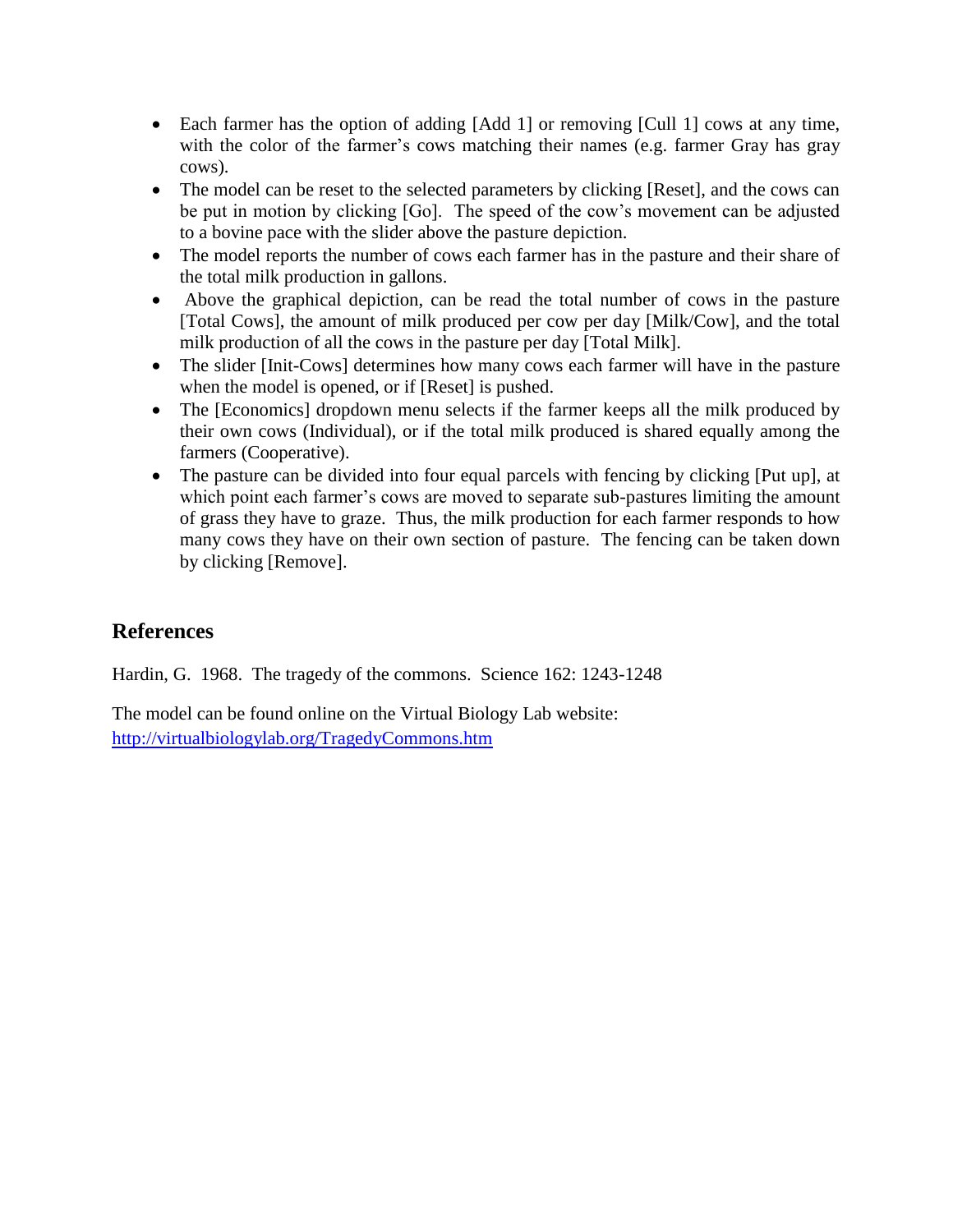- Each farmer has the option of adding [Add 1] or removing [Cull 1] cows at any time, with the color of the farmer's cows matching their names (e.g. farmer Gray has gray cows).
- The model can be reset to the selected parameters by clicking [Reset], and the cows can be put in motion by clicking [Go]. The speed of the cow's movement can be adjusted to a bovine pace with the slider above the pasture depiction.
- The model reports the number of cows each farmer has in the pasture and their share of the total milk production in gallons.
- Above the graphical depiction, can be read the total number of cows in the pasture [Total Cows], the amount of milk produced per cow per day [Milk/Cow], and the total milk production of all the cows in the pasture per day [Total Milk].
- The slider [Init-Cows] determines how many cows each farmer will have in the pasture when the model is opened, or if [Reset] is pushed.
- The [Economics] dropdown menu selects if the farmer keeps all the milk produced by their own cows (Individual), or if the total milk produced is shared equally among the farmers (Cooperative).
- The pasture can be divided into four equal parcels with fencing by clicking [Put up], at which point each farmer's cows are moved to separate sub-pastures limiting the amount of grass they have to graze. Thus, the milk production for each farmer responds to how many cows they have on their own section of pasture. The fencing can be taken down by clicking [Remove].

## References

Hardin, G. 1968. The tragedy of the commons. Science 162: 1243-1248

The model can be found online on the Virtual Biology Lab website:
http://virtualbiologylab.org/TragedyCommons.htm